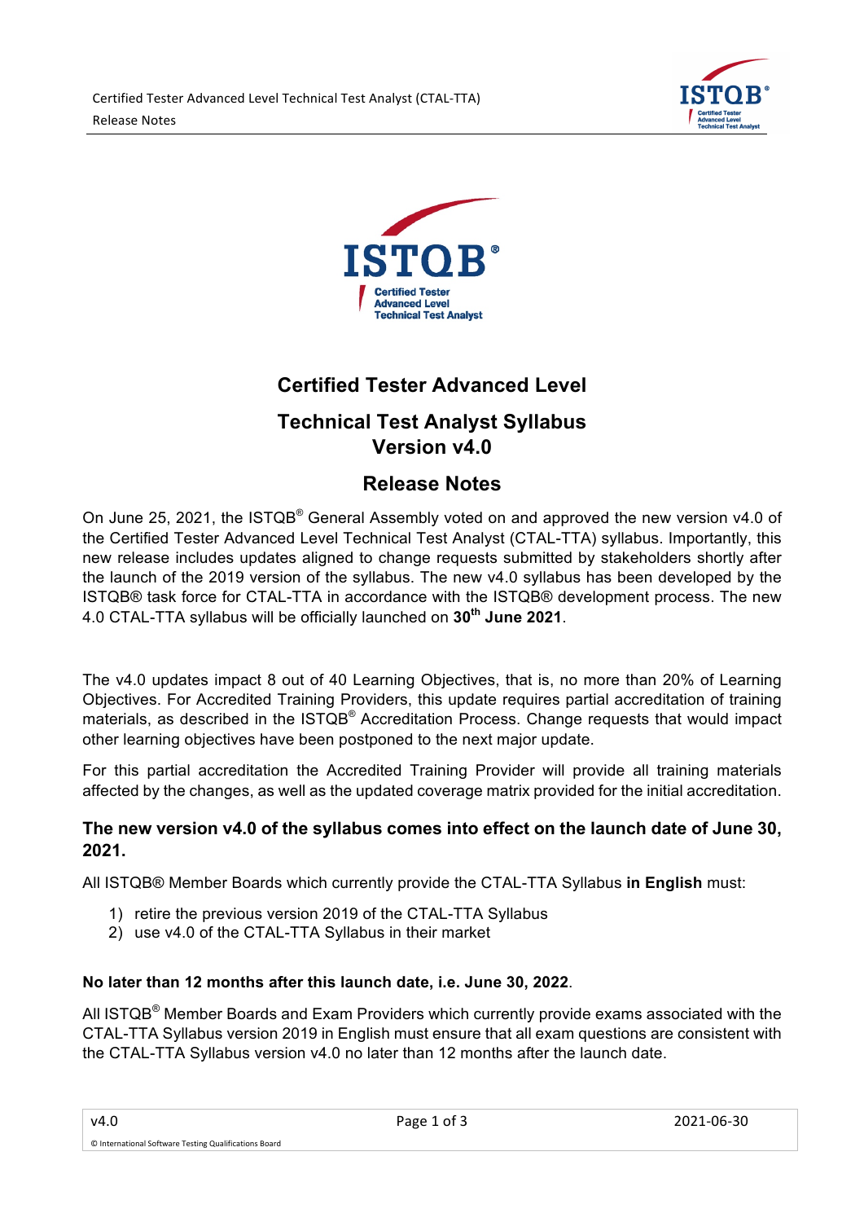# Certified Tester Advanced Level

## Technical Test Analyst Syllabus Version v4.0

## Release Notes

On June 25, 2021, the ISTQB® General Assembly voted on and approved the new version v4.0 of the Certified Tester Advanced Level Technical Test Analyst (CTAL-TTA) syllabus. Importantly, this new release includes updates aligned to change requests submitted by stakeholders shortly after the launch of the 2019 version of the syllabus. The new v4.0 syllabus has been developed by the ISTQB® task force for CTAL-TTA in accordance with the ISTQB® development process. The new 4.0 CTAL-TTA syllabus will be officially launched on **30th June 2021**.

The v4.0 updates impact 8 out of 40 Learning Objectives, that is, no more than 20% of Learning Objectives. For Accredited Training Providers, this update requires partial accreditation of training materials, as described in the ISTQB® Accreditation Process. Change requests that would impact other learning objectives have been postponed to the next major update.

For this partial accreditation the Accredited Training Provider will provide all training materials affected by the changes, as well as the updated coverage matrix provided for the initial accreditation.

### The new version v4.0 of the syllabus comes into effect on the launch date of June 30, 2021.

All ISTQB® Member Boards which currently provide the CTAL-TTA Syllabus **in English** must:

1) retire the previous version 2019 of the CTAL-TTA Syllabus
2) use v4.0 of the CTAL-TTA Syllabus in their market

**No later than 12 months after this launch date, i.e. June 30, 2022**.

All ISTQB® Member Boards and Exam Providers which currently provide exams associated with the CTAL-TTA Syllabus version 2019 in English must ensure that all exam questions are consistent with the CTAL-TTA Syllabus version v4.0 no later than 12 months after the launch date.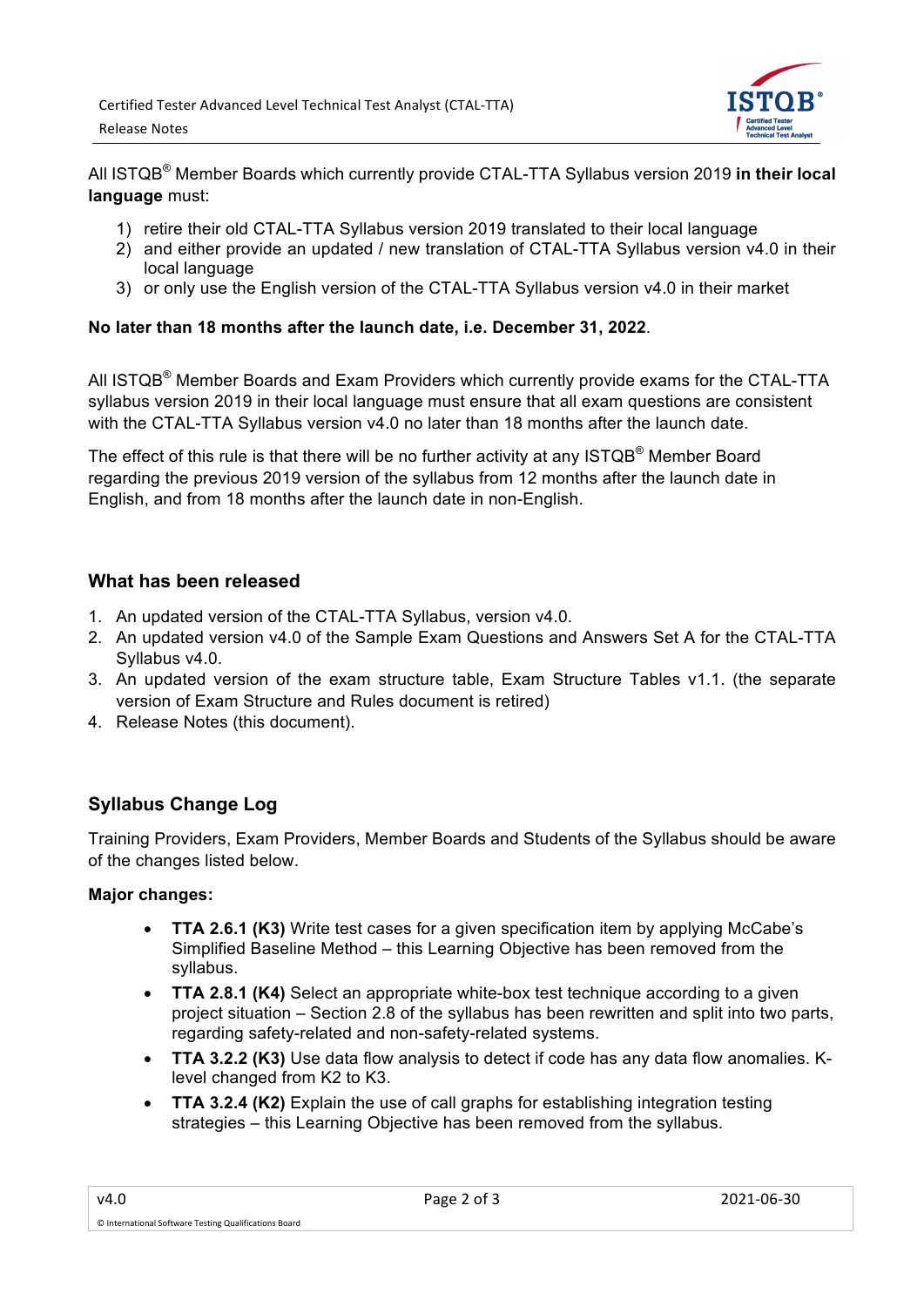All ISTQB® Member Boards which currently provide CTAL-TTA Syllabus version 2019 **in their local language** must:

1) retire their old CTAL-TTA Syllabus version 2019 translated to their local language
2) and either provide an updated / new translation of CTAL-TTA Syllabus version v4.0 in their local language
3) or only use the English version of the CTAL-TTA Syllabus version v4.0 in their market

**No later than 18 months after the launch date, i.e. December 31, 2022**.

All ISTQB® Member Boards and Exam Providers which currently provide exams for the CTAL-TTA syllabus version 2019 in their local language must ensure that all exam questions are consistent with the CTAL-TTA Syllabus version v4.0 no later than 18 months after the launch date.

The effect of this rule is that there will be no further activity at any ISTQB® Member Board regarding the previous 2019 version of the syllabus from 12 months after the launch date in English, and from 18 months after the launch date in non-English.

## What has been released

1. An updated version of the CTAL-TTA Syllabus, version v4.0.
2. An updated version v4.0 of the Sample Exam Questions and Answers Set A for the CTAL-TTA Syllabus v4.0.
3. An updated version of the exam structure table, Exam Structure Tables v1.1. (the separate version of Exam Structure and Rules document is retired)
4. Release Notes (this document).

## Syllabus Change Log

Training Providers, Exam Providers, Member Boards and Students of the Syllabus should be aware of the changes listed below.

**Major changes:**

- **TTA 2.6.1 (K3)** Write test cases for a given specification item by applying McCabe's Simplified Baseline Method – this Learning Objective has been removed from the syllabus.
- **TTA 2.8.1 (K4)** Select an appropriate white-box test technique according to a given project situation – Section 2.8 of the syllabus has been rewritten and split into two parts, regarding safety-related and non-safety-related systems.
- **TTA 3.2.2 (K3)** Use data flow analysis to detect if code has any data flow anomalies. K-level changed from K2 to K3.
- **TTA 3.2.4 (K2)** Explain the use of call graphs for establishing integration testing strategies – this Learning Objective has been removed from the syllabus.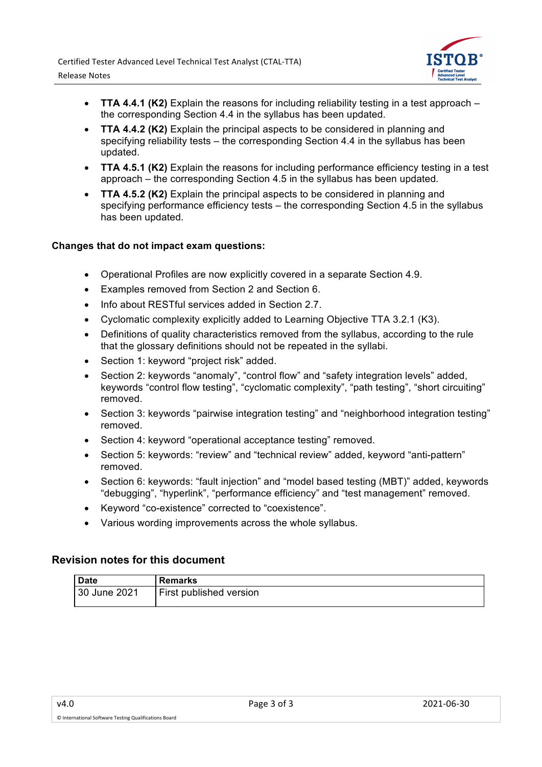- **TTA 4.4.1 (K2)** Explain the reasons for including reliability testing in a test approach – the corresponding Section 4.4 in the syllabus has been updated.
- **TTA 4.4.2 (K2)** Explain the principal aspects to be considered in planning and specifying reliability tests – the corresponding Section 4.4 in the syllabus has been updated.
- **TTA 4.5.1 (K2)** Explain the reasons for including performance efficiency testing in a test approach – the corresponding Section 4.5 in the syllabus has been updated.
- **TTA 4.5.2 (K2)** Explain the principal aspects to be considered in planning and specifying performance efficiency tests – the corresponding Section 4.5 in the syllabus has been updated.

**Changes that do not impact exam questions:**

- Operational Profiles are now explicitly covered in a separate Section 4.9.
- Examples removed from Section 2 and Section 6.
- Info about RESTful services added in Section 2.7.
- Cyclomatic complexity explicitly added to Learning Objective TTA 3.2.1 (K3).
- Definitions of quality characteristics removed from the syllabus, according to the rule that the glossary definitions should not be repeated in the syllabi.
- Section 1: keyword "project risk" added.
- Section 2: keywords "anomaly", "control flow" and "safety integration levels" added, keywords "control flow testing", "cyclomatic complexity", "path testing", "short circuiting" removed.
- Section 3: keywords "pairwise integration testing" and "neighborhood integration testing" removed.
- Section 4: keyword "operational acceptance testing" removed.
- Section 5: keywords: "review" and "technical review" added, keyword "anti-pattern" removed.
- Section 6: keywords: "fault injection" and "model based testing (MBT)" added, keywords "debugging", "hyperlink", "performance efficiency" and "test management" removed.
- Keyword "co-existence" corrected to "coexistence".
- Various wording improvements across the whole syllabus.

## Revision notes for this document

| Date | Remarks |
|---|---|
| 30 June 2021 | First published version |